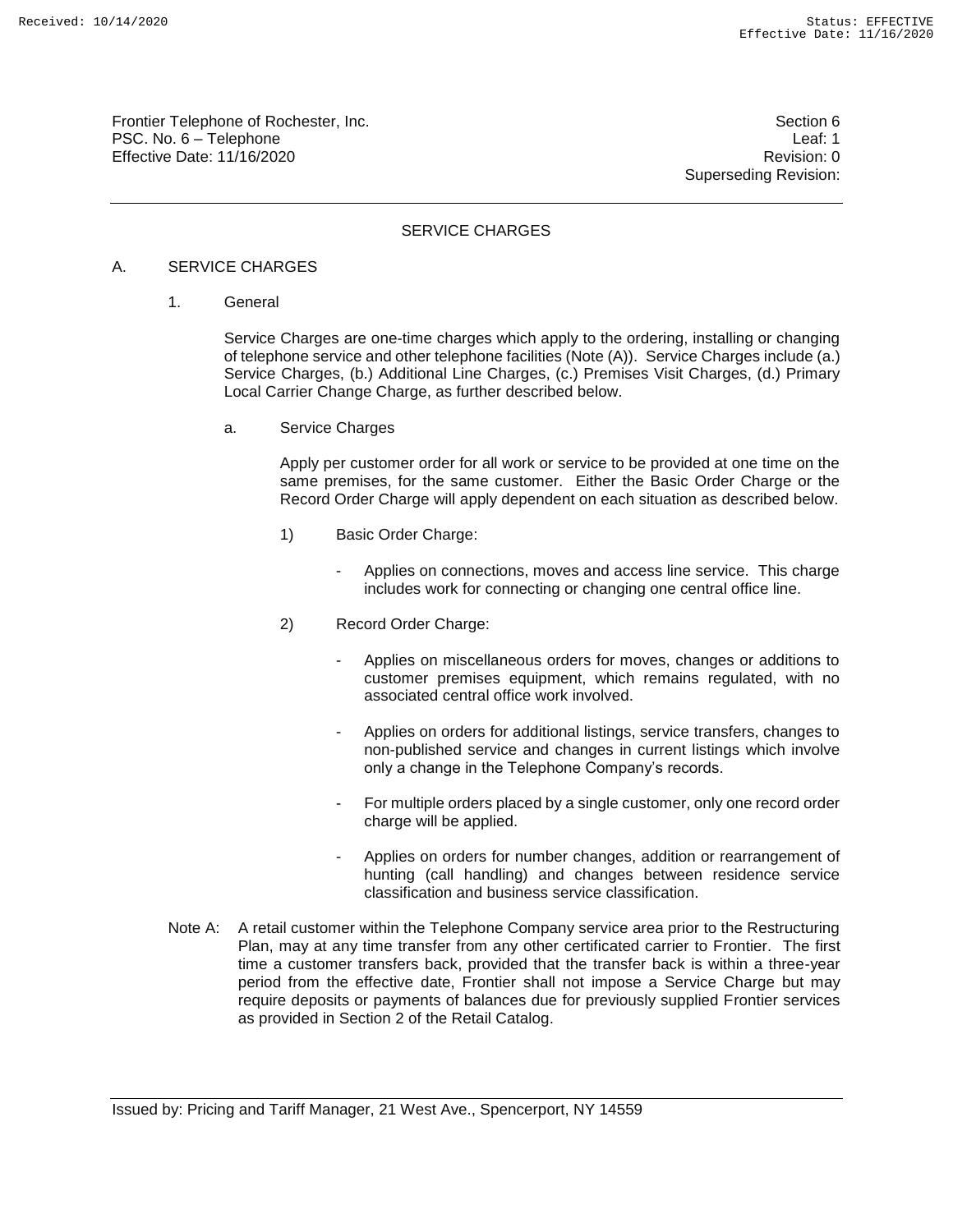Frontier Telephone of Rochester, Inc.
PSC. No. 6 – Telephone
Effective Date: 11/16/2020

Section 6
Leaf: 1
Revision: 0
Superseding Revision:

## SERVICE CHARGES

A. SERVICE CHARGES

1. General

Service Charges are one-time charges which apply to the ordering, installing or changing of telephone service and other telephone facilities (Note (A)). Service Charges include (a.) Service Charges, (b.) Additional Line Charges, (c.) Premises Visit Charges, (d.) Primary Local Carrier Change Charge, as further described below.

a. Service Charges

Apply per customer order for all work or service to be provided at one time on the same premises, for the same customer. Either the Basic Order Charge or the Record Order Charge will apply dependent on each situation as described below.

1) Basic Order Charge:

- Applies on connections, moves and access line service. This charge includes work for connecting or changing one central office line.

2) Record Order Charge:

- Applies on miscellaneous orders for moves, changes or additions to customer premises equipment, which remains regulated, with no associated central office work involved.
- Applies on orders for additional listings, service transfers, changes to non-published service and changes in current listings which involve only a change in the Telephone Company's records.
- For multiple orders placed by a single customer, only one record order charge will be applied.
- Applies on orders for number changes, addition or rearrangement of hunting (call handling) and changes between residence service classification and business service classification.

Note A: A retail customer within the Telephone Company service area prior to the Restructuring Plan, may at any time transfer from any other certificated carrier to Frontier. The first time a customer transfers back, provided that the transfer back is within a three-year period from the effective date, Frontier shall not impose a Service Charge but may require deposits or payments of balances due for previously supplied Frontier services as provided in Section 2 of the Retail Catalog.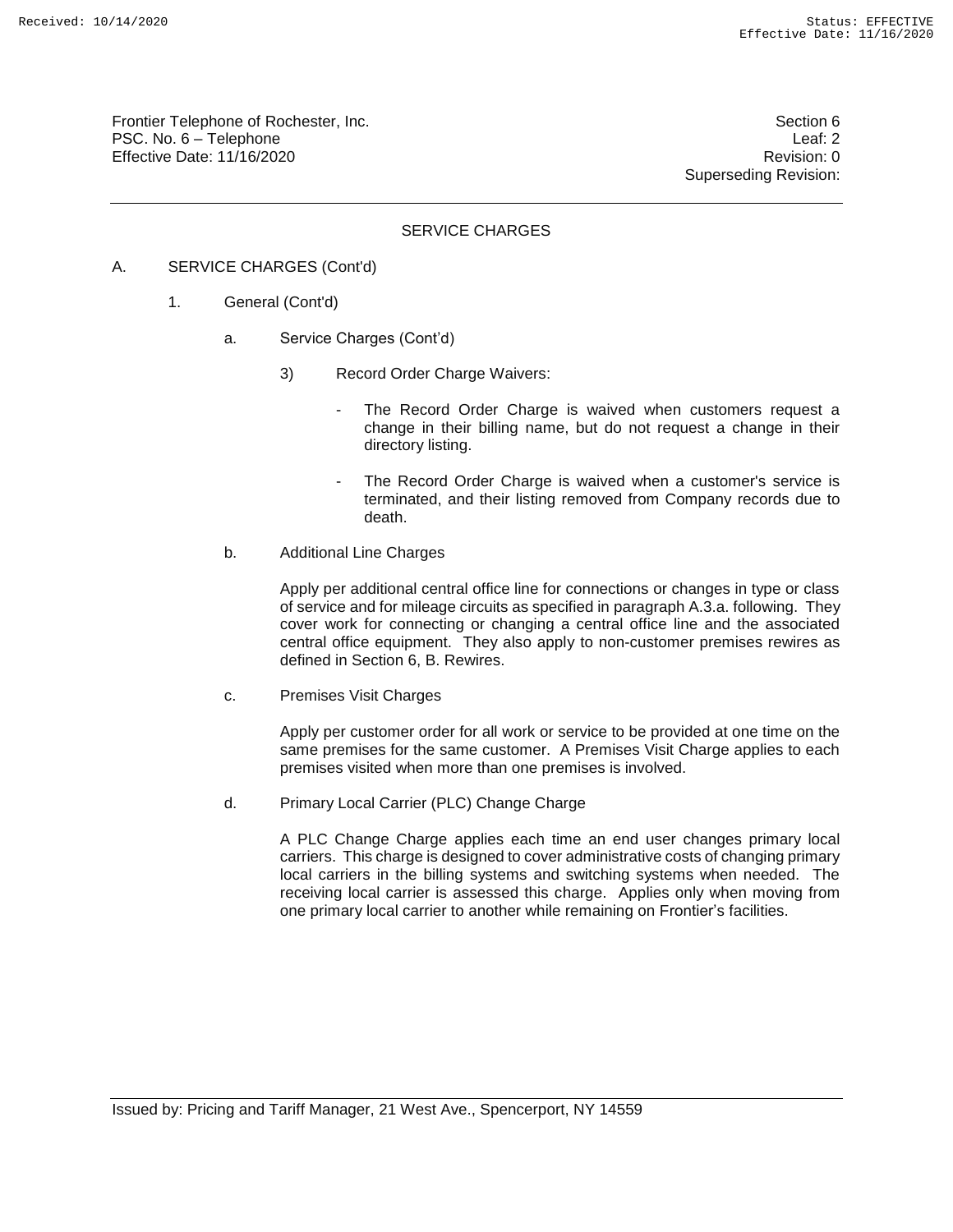## SERVICE CHARGES

A. SERVICE CHARGES (Cont'd)

1. General (Cont'd)

a. Service Charges (Cont'd)

3) Record Order Charge Waivers:

- The Record Order Charge is waived when customers request a change in their billing name, but do not request a change in their directory listing.
- The Record Order Charge is waived when a customer's service is terminated, and their listing removed from Company records due to death.

b. Additional Line Charges

Apply per additional central office line for connections or changes in type or class of service and for mileage circuits as specified in paragraph A.3.a. following. They cover work for connecting or changing a central office line and the associated central office equipment. They also apply to non-customer premises rewires as defined in Section 6, B. Rewires.

c. Premises Visit Charges

Apply per customer order for all work or service to be provided at one time on the same premises for the same customer. A Premises Visit Charge applies to each premises visited when more than one premises is involved.

d. Primary Local Carrier (PLC) Change Charge

A PLC Change Charge applies each time an end user changes primary local carriers. This charge is designed to cover administrative costs of changing primary local carriers in the billing systems and switching systems when needed. The receiving local carrier is assessed this charge. Applies only when moving from one primary local carrier to another while remaining on Frontier's facilities.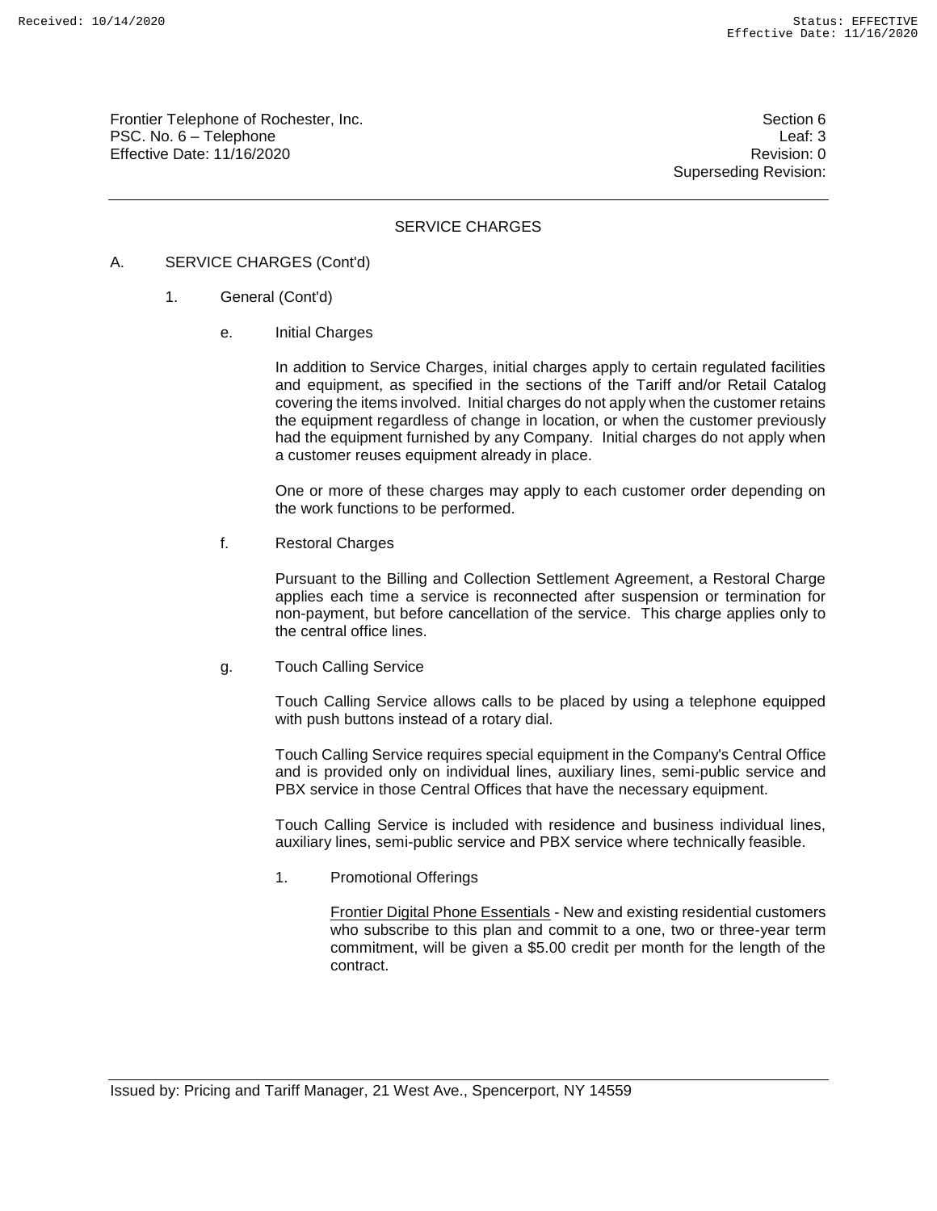Frontier Telephone of Rochester, Inc.
PSC. No. 6 – Telephone
Effective Date: 11/16/2020

Section 6
Leaf: 3
Revision: 0
Superseding Revision:

## SERVICE CHARGES

A. SERVICE CHARGES (Cont'd)

1. General (Cont'd)

e. Initial Charges

In addition to Service Charges, initial charges apply to certain regulated facilities and equipment, as specified in the sections of the Tariff and/or Retail Catalog covering the items involved. Initial charges do not apply when the customer retains the equipment regardless of change in location, or when the customer previously had the equipment furnished by any Company. Initial charges do not apply when a customer reuses equipment already in place.

One or more of these charges may apply to each customer order depending on the work functions to be performed.

f. Restoral Charges

Pursuant to the Billing and Collection Settlement Agreement, a Restoral Charge applies each time a service is reconnected after suspension or termination for non-payment, but before cancellation of the service. This charge applies only to the central office lines.

g. Touch Calling Service

Touch Calling Service allows calls to be placed by using a telephone equipped with push buttons instead of a rotary dial.

Touch Calling Service requires special equipment in the Company's Central Office and is provided only on individual lines, auxiliary lines, semi-public service and PBX service in those Central Offices that have the necessary equipment.

Touch Calling Service is included with residence and business individual lines, auxiliary lines, semi-public service and PBX service where technically feasible.

1. Promotional Offerings

<u>Frontier Digital Phone Essentials</u> - New and existing residential customers who subscribe to this plan and commit to a one, two or three-year term commitment, will be given a $5.00 credit per month for the length of the contract.

Issued by: Pricing and Tariff Manager, 21 West Ave., Spencerport, NY 14559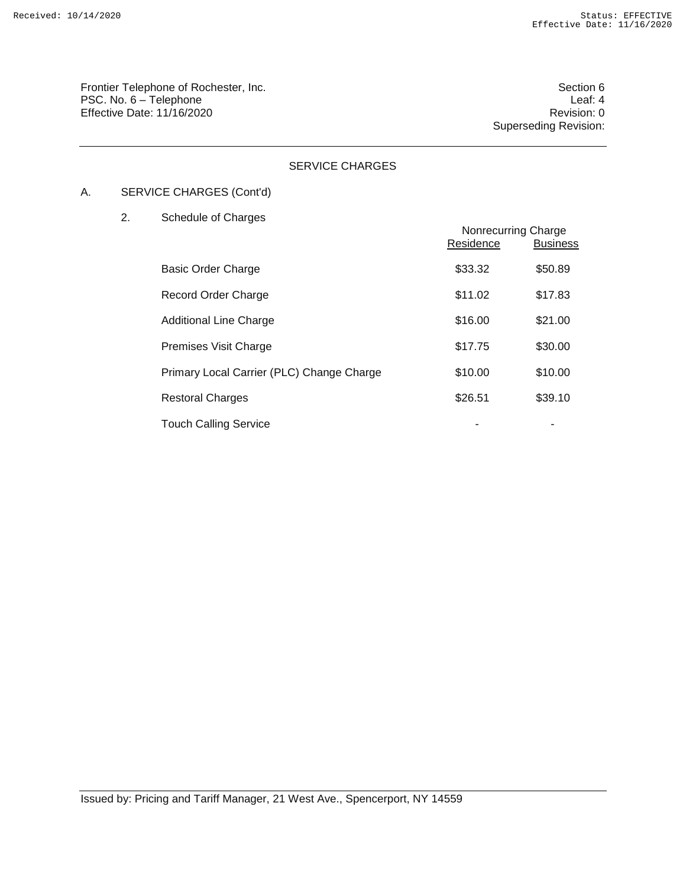Frontier Telephone of Rochester, Inc.
PSC. No. 6 – Telephone
Effective Date: 11/16/2020

Section 6
Leaf: 4
Revision: 0
Superseding Revision:

## SERVICE CHARGES

A. SERVICE CHARGES (Cont'd)

2. Schedule of Charges

| | Nonrecurring Charge | |
|---|---|---|
| | Residence | Business |
| Basic Order Charge | \$33.32 | \$50.89 |
| Record Order Charge | \$11.02 | \$17.83 |
| Additional Line Charge | \$16.00 | \$21.00 |
| Premises Visit Charge | \$17.75 | \$30.00 |
| Primary Local Carrier (PLC) Change Charge | \$10.00 | \$10.00 |
| Restoral Charges | \$26.51 | \$39.10 |
| Touch Calling Service | - | - |

Issued by: Pricing and Tariff Manager, 21 West Ave., Spencerport, NY 14559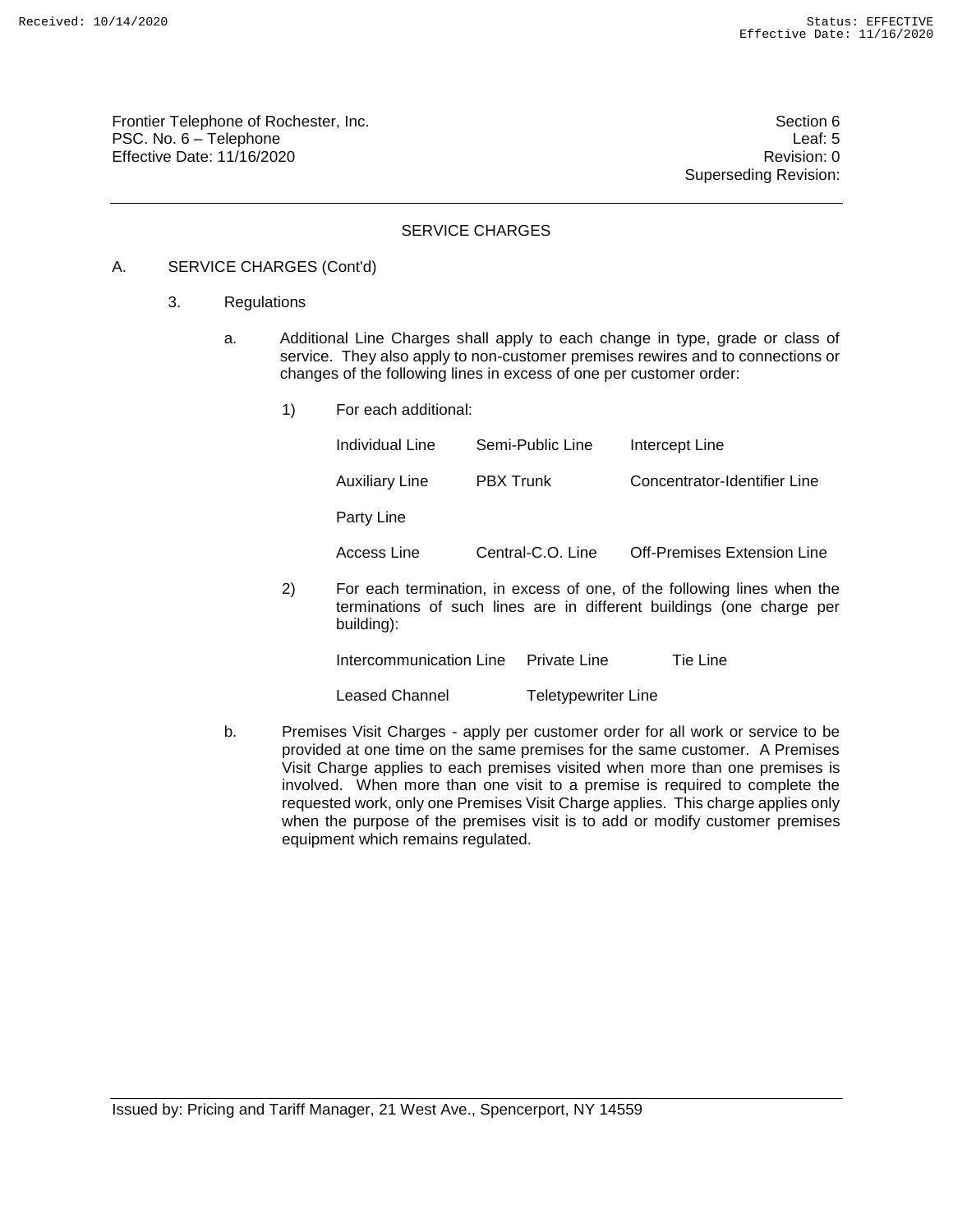Frontier Telephone of Rochester, Inc.
PSC. No. 6 – Telephone
Effective Date: 11/16/2020

Section 6
Leaf: 5
Revision: 0
Superseding Revision:

## SERVICE CHARGES

A. SERVICE CHARGES (Cont'd)

3. Regulations

a. Additional Line Charges shall apply to each change in type, grade or class of service. They also apply to non-customer premises rewires and to connections or changes of the following lines in excess of one per customer order:

1) For each additional:

| | | |
|---|---|---|
| Individual Line | Semi-Public Line | Intercept Line |
| Auxiliary Line | PBX Trunk | Concentrator-Identifier Line |
| Party Line | | |
| Access Line | Central-C.O. Line | Off-Premises Extension Line |

2) For each termination, in excess of one, of the following lines when the terminations of such lines are in different buildings (one charge per building):

| | | |
|---|---|---|
| Intercommunication Line | Private Line | Tie Line |
| Leased Channel | Teletypewriter Line | |

b. Premises Visit Charges - apply per customer order for all work or service to be provided at one time on the same premises for the same customer. A Premises Visit Charge applies to each premises visited when more than one premises is involved. When more than one visit to a premise is required to complete the requested work, only one Premises Visit Charge applies. This charge applies only when the purpose of the premises visit is to add or modify customer premises equipment which remains regulated.

Issued by: Pricing and Tariff Manager, 21 West Ave., Spencerport, NY 14559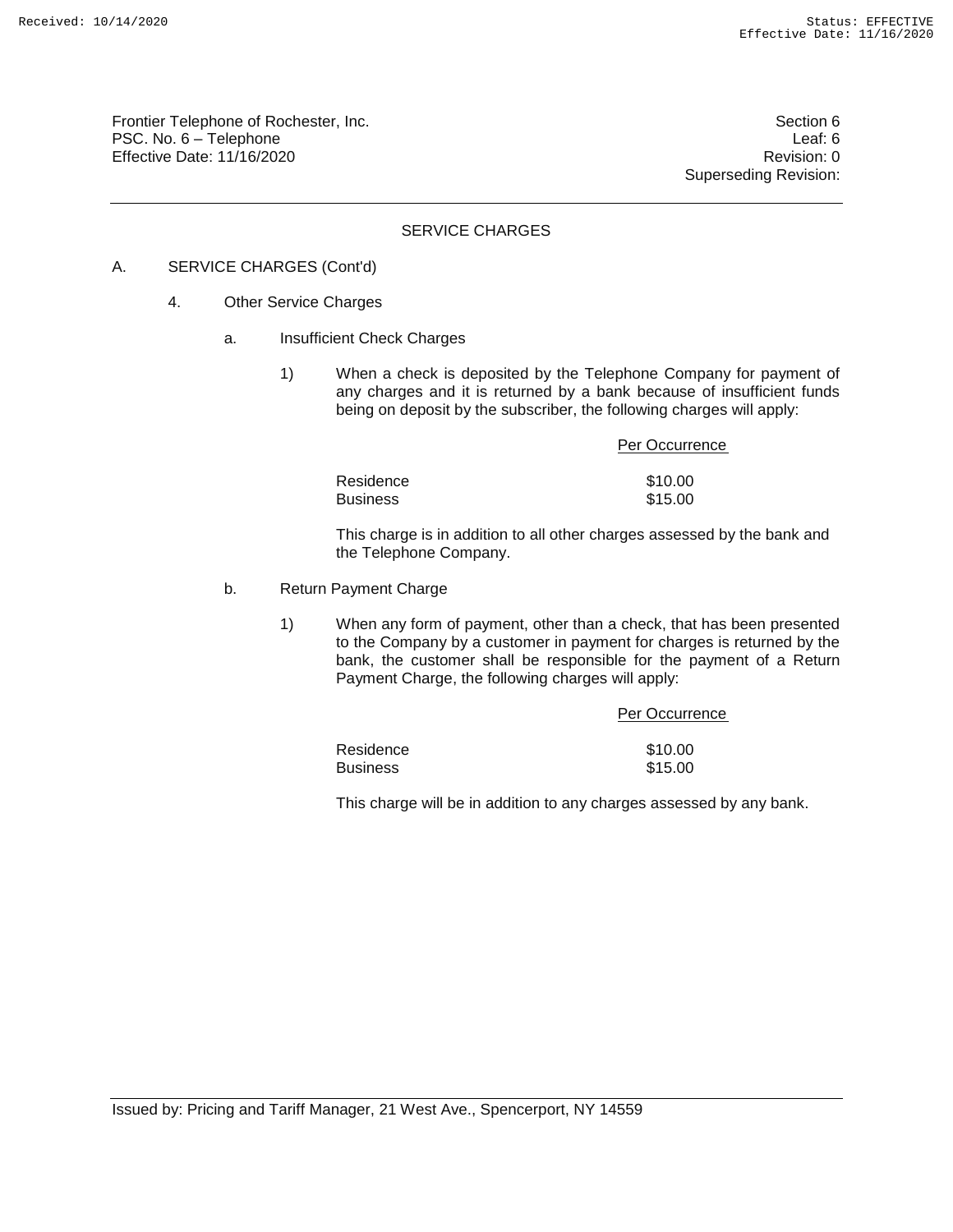Frontier Telephone of Rochester, Inc.
PSC. No. 6 – Telephone
Effective Date: 11/16/2020

Section 6
Leaf: 6
Revision: 0
Superseding Revision:

## SERVICE CHARGES

A. SERVICE CHARGES (Cont'd)

4. Other Service Charges

a. Insufficient Check Charges

1) When a check is deposited by the Telephone Company for payment of any charges and it is returned by a bank because of insufficient funds being on deposit by the subscriber, the following charges will apply:

| | Per Occurrence |
|---|---|
| Residence | \$10.00 |
| Business | \$15.00 |

This charge is in addition to all other charges assessed by the bank and the Telephone Company.

b. Return Payment Charge

1) When any form of payment, other than a check, that has been presented to the Company by a customer in payment for charges is returned by the bank, the customer shall be responsible for the payment of a Return Payment Charge, the following charges will apply:

| | Per Occurrence |
|---|---|
| Residence | \$10.00 |
| Business | \$15.00 |

This charge will be in addition to any charges assessed by any bank.

Issued by: Pricing and Tariff Manager, 21 West Ave., Spencerport, NY 14559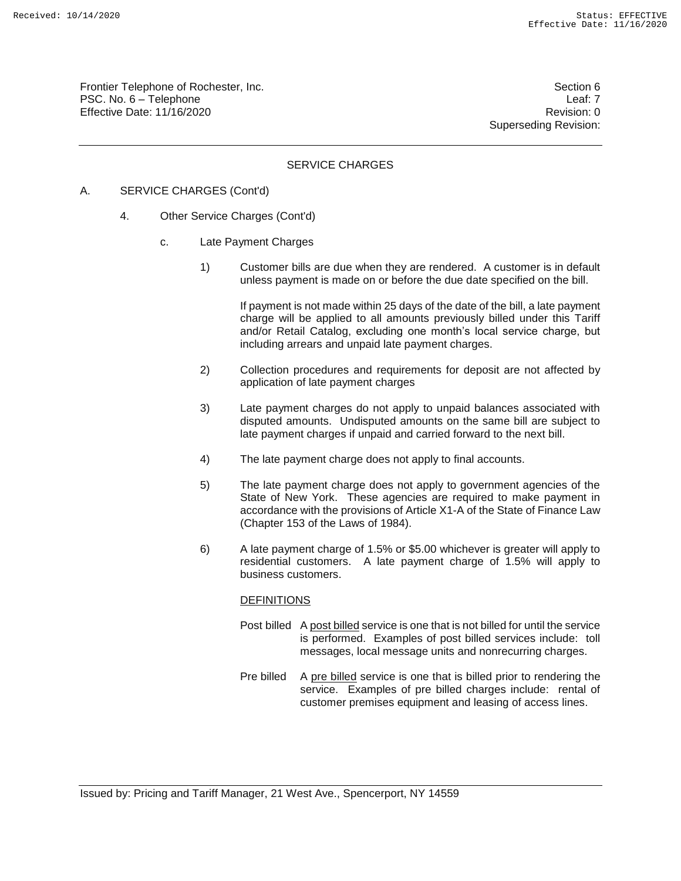Frontier Telephone of Rochester, Inc.
PSC. No. 6 – Telephone
Effective Date: 11/16/2020

Section 6
Leaf: 7
Revision: 0
Superseding Revision:

## SERVICE CHARGES

A. SERVICE CHARGES (Cont'd)

4. Other Service Charges (Cont'd)

c. Late Payment Charges

1) Customer bills are due when they are rendered. A customer is in default unless payment is made on or before the due date specified on the bill.

If payment is not made within 25 days of the date of the bill, a late payment charge will be applied to all amounts previously billed under this Tariff and/or Retail Catalog, excluding one month's local service charge, but including arrears and unpaid late payment charges.

2) Collection procedures and requirements for deposit are not affected by application of late payment charges

3) Late payment charges do not apply to unpaid balances associated with disputed amounts. Undisputed amounts on the same bill are subject to late payment charges if unpaid and carried forward to the next bill.

4) The late payment charge does not apply to final accounts.

5) The late payment charge does not apply to government agencies of the State of New York. These agencies are required to make payment in accordance with the provisions of Article X1-A of the State of Finance Law (Chapter 153 of the Laws of 1984).

6) A late payment charge of 1.5% or $5.00 whichever is greater will apply to residential customers. A late payment charge of 1.5% will apply to business customers.

DEFINITIONS

Post billed A post billed service is one that is not billed for until the service is performed. Examples of post billed services include: toll messages, local message units and nonrecurring charges.

Pre billed A pre billed service is one that is billed prior to rendering the service. Examples of pre billed charges include: rental of customer premises equipment and leasing of access lines.

Issued by: Pricing and Tariff Manager, 21 West Ave., Spencerport, NY 14559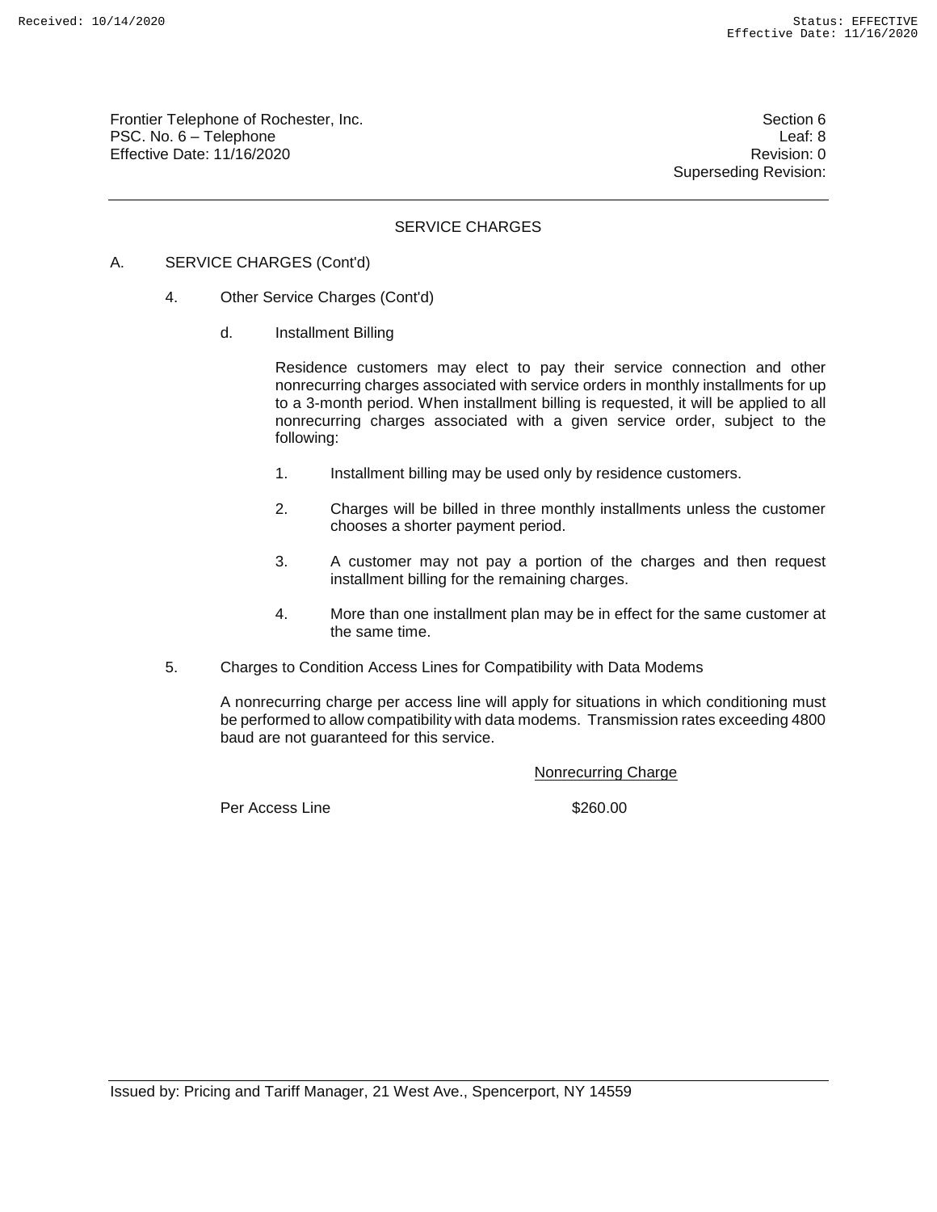## SERVICE CHARGES

A. SERVICE CHARGES (Cont'd)

4. Other Service Charges (Cont'd)

d. Installment Billing

Residence customers may elect to pay their service connection and other nonrecurring charges associated with service orders in monthly installments for up to a 3-month period. When installment billing is requested, it will be applied to all nonrecurring charges associated with a given service order, subject to the following:

1. Installment billing may be used only by residence customers.

2. Charges will be billed in three monthly installments unless the customer chooses a shorter payment period.

3. A customer may not pay a portion of the charges and then request installment billing for the remaining charges.

4. More than one installment plan may be in effect for the same customer at the same time.

5. Charges to Condition Access Lines for Compatibility with Data Modems

A nonrecurring charge per access line will apply for situations in which conditioning must be performed to allow compatibility with data modems. Transmission rates exceeding 4800 baud are not guaranteed for this service.

| | Nonrecurring Charge |
|---|---|
| Per Access Line | $260.00 |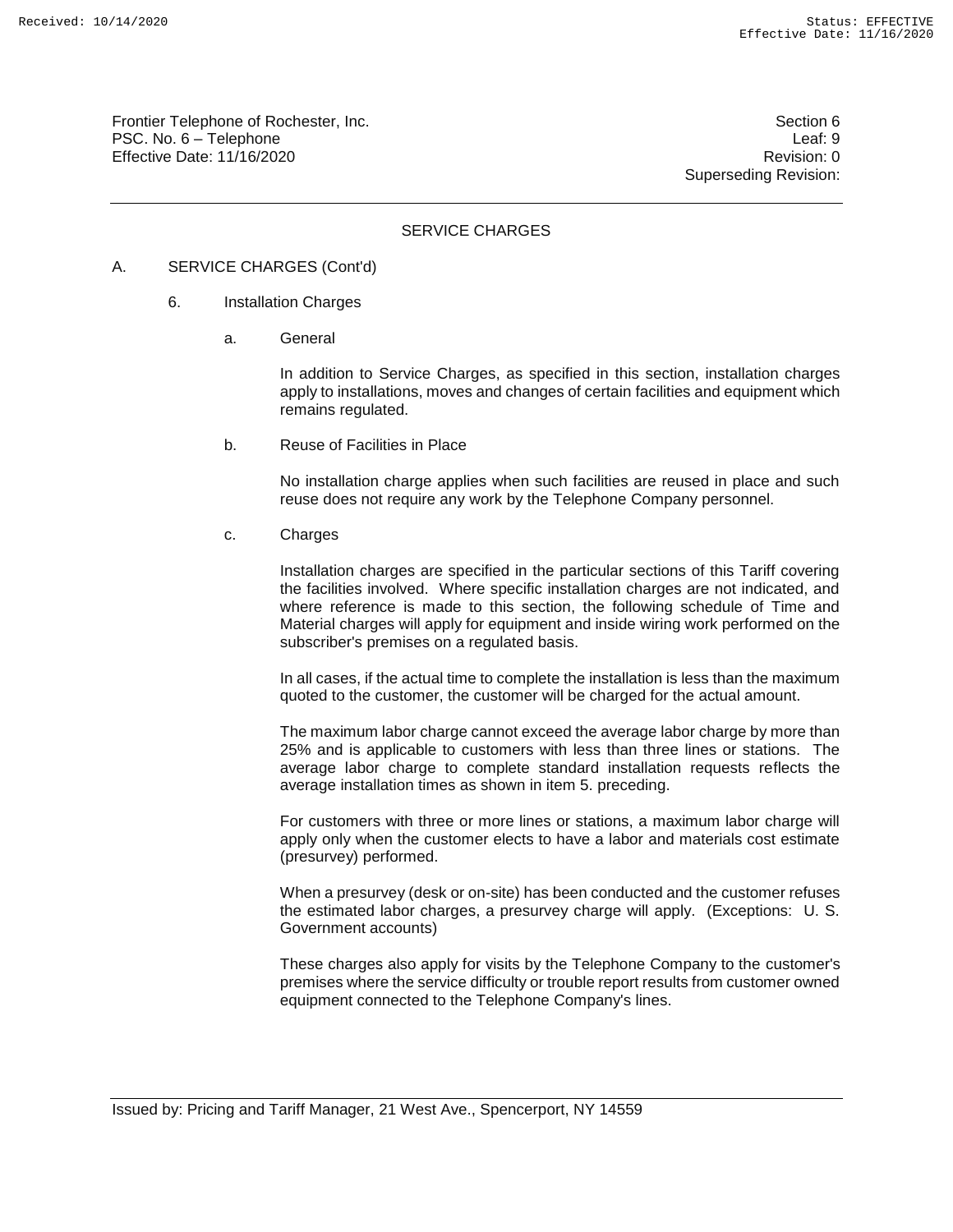Frontier Telephone of Rochester, Inc.
PSC. No. 6 – Telephone
Effective Date: 11/16/2020

Section 6
Leaf: 9
Revision: 0
Superseding Revision:

## SERVICE CHARGES

A. SERVICE CHARGES (Cont'd)

6. Installation Charges

a. General

In addition to Service Charges, as specified in this section, installation charges apply to installations, moves and changes of certain facilities and equipment which remains regulated.

b. Reuse of Facilities in Place

No installation charge applies when such facilities are reused in place and such reuse does not require any work by the Telephone Company personnel.

c. Charges

Installation charges are specified in the particular sections of this Tariff covering the facilities involved. Where specific installation charges are not indicated, and where reference is made to this section, the following schedule of Time and Material charges will apply for equipment and inside wiring work performed on the subscriber's premises on a regulated basis.

In all cases, if the actual time to complete the installation is less than the maximum quoted to the customer, the customer will be charged for the actual amount.

The maximum labor charge cannot exceed the average labor charge by more than 25% and is applicable to customers with less than three lines or stations. The average labor charge to complete standard installation requests reflects the average installation times as shown in item 5. preceding.

For customers with three or more lines or stations, a maximum labor charge will apply only when the customer elects to have a labor and materials cost estimate (presurvey) performed.

When a presurvey (desk or on-site) has been conducted and the customer refuses the estimated labor charges, a presurvey charge will apply. (Exceptions: U. S. Government accounts)

These charges also apply for visits by the Telephone Company to the customer's premises where the service difficulty or trouble report results from customer owned equipment connected to the Telephone Company's lines.

Issued by: Pricing and Tariff Manager, 21 West Ave., Spencerport, NY 14559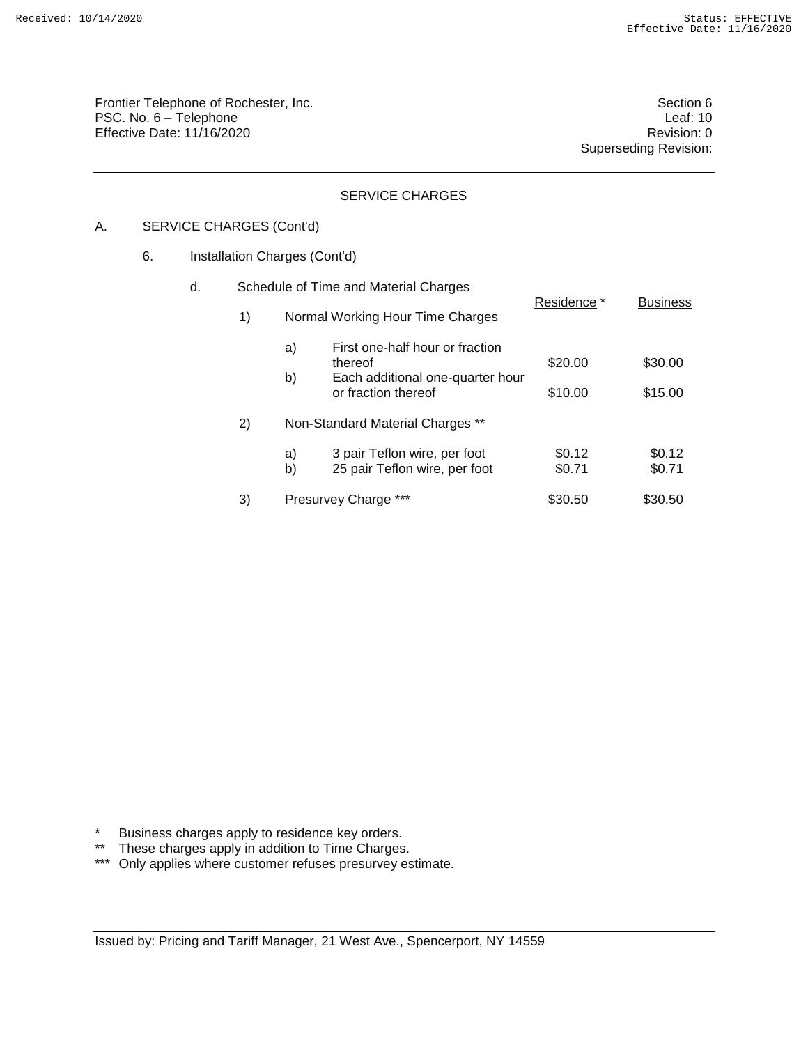Frontier Telephone of Rochester, Inc.
PSC. No. 6 – Telephone
Effective Date: 11/16/2020

Section 6
Leaf: 10
Revision: 0
Superseding Revision:

## SERVICE CHARGES

A. SERVICE CHARGES (Cont'd)

6. Installation Charges (Cont'd)

d. Schedule of Time and Material Charges

| | | Residence * | Business |
|---|---|---|---|
| 1) | Normal Working Hour Time Charges | | |
| | a) First one-half hour or fraction thereof | $20.00 | $30.00 |
| | b) Each additional one-quarter hour or fraction thereof | $10.00 | $15.00 |
| 2) | Non-Standard Material Charges ** | | |
| | a) 3 pair Teflon wire, per foot | $0.12 | $0.12 |
| | b) 25 pair Teflon wire, per foot | $0.71 | $0.71 |
| 3) | Presurvey Charge *** | $30.50 | $30.50 |

\* Business charges apply to residence key orders.
\** These charges apply in addition to Time Charges.
\*** Only applies where customer refuses presurvey estimate.

Issued by: Pricing and Tariff Manager, 21 West Ave., Spencerport, NY 14559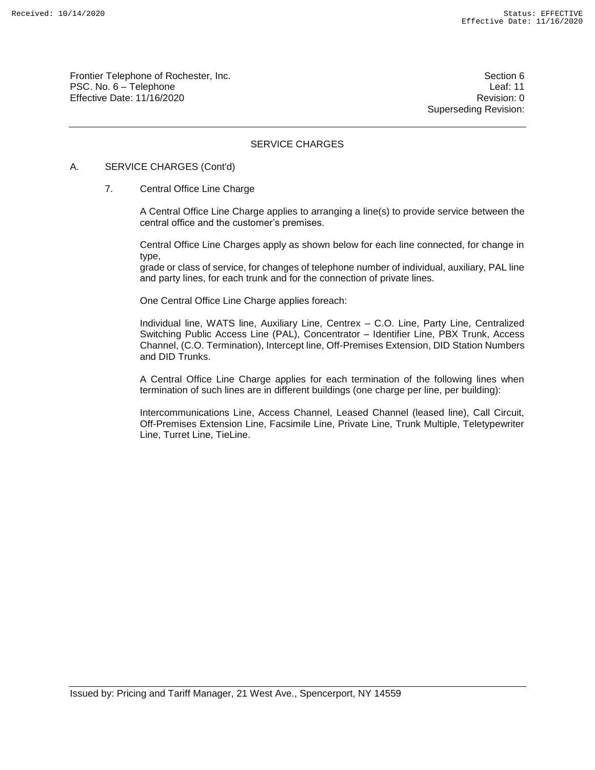Frontier Telephone of Rochester, Inc.
PSC. No. 6 – Telephone
Effective Date: 11/16/2020

Section 6
Leaf: 11
Revision: 0
Superseding Revision:

## SERVICE CHARGES

A. SERVICE CHARGES (Cont'd)

7. Central Office Line Charge

A Central Office Line Charge applies to arranging a line(s) to provide service between the central office and the customer's premises.

Central Office Line Charges apply as shown below for each line connected, for change in type,
grade or class of service, for changes of telephone number of individual, auxiliary, PAL line and party lines, for each trunk and for the connection of private lines.

One Central Office Line Charge applies foreach:

Individual line, WATS line, Auxiliary Line, Centrex – C.O. Line, Party Line, Centralized Switching Public Access Line (PAL), Concentrator – Identifier Line, PBX Trunk, Access Channel, (C.O. Termination), Intercept line, Off-Premises Extension, DID Station Numbers and DID Trunks.

A Central Office Line Charge applies for each termination of the following lines when termination of such lines are in different buildings (one charge per line, per building):

Intercommunications Line, Access Channel, Leased Channel (leased line), Call Circuit, Off-Premises Extension Line, Facsimile Line, Private Line, Trunk Multiple, Teletypewriter Line, Turret Line, TieLine.

Issued by: Pricing and Tariff Manager, 21 West Ave., Spencerport, NY 14559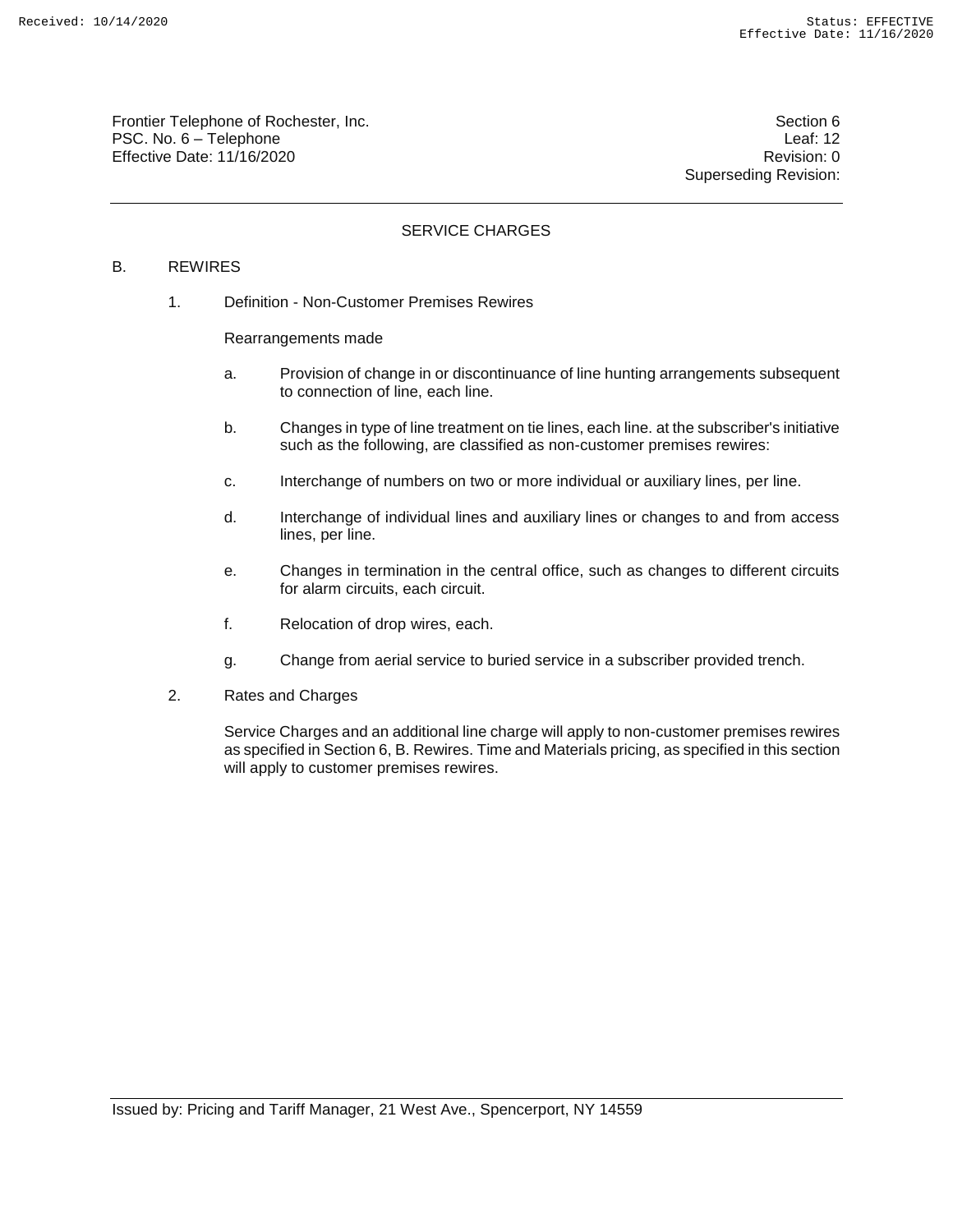SERVICE CHARGES

B. REWIRES

1. Definition - Non-Customer Premises Rewires

   Rearrangements made

   a. Provision of change in or discontinuance of line hunting arrangements subsequent to connection of line, each line.

   b. Changes in type of line treatment on tie lines, each line. at the subscriber's initiative such as the following, are classified as non-customer premises rewires:

   c. Interchange of numbers on two or more individual or auxiliary lines, per line.

   d. Interchange of individual lines and auxiliary lines or changes to and from access lines, per line.

   e. Changes in termination in the central office, such as changes to different circuits for alarm circuits, each circuit.

   f. Relocation of drop wires, each.

   g. Change from aerial service to buried service in a subscriber provided trench.

2. Rates and Charges

   Service Charges and an additional line charge will apply to non-customer premises rewires as specified in Section 6, B. Rewires. Time and Materials pricing, as specified in this section will apply to customer premises rewires.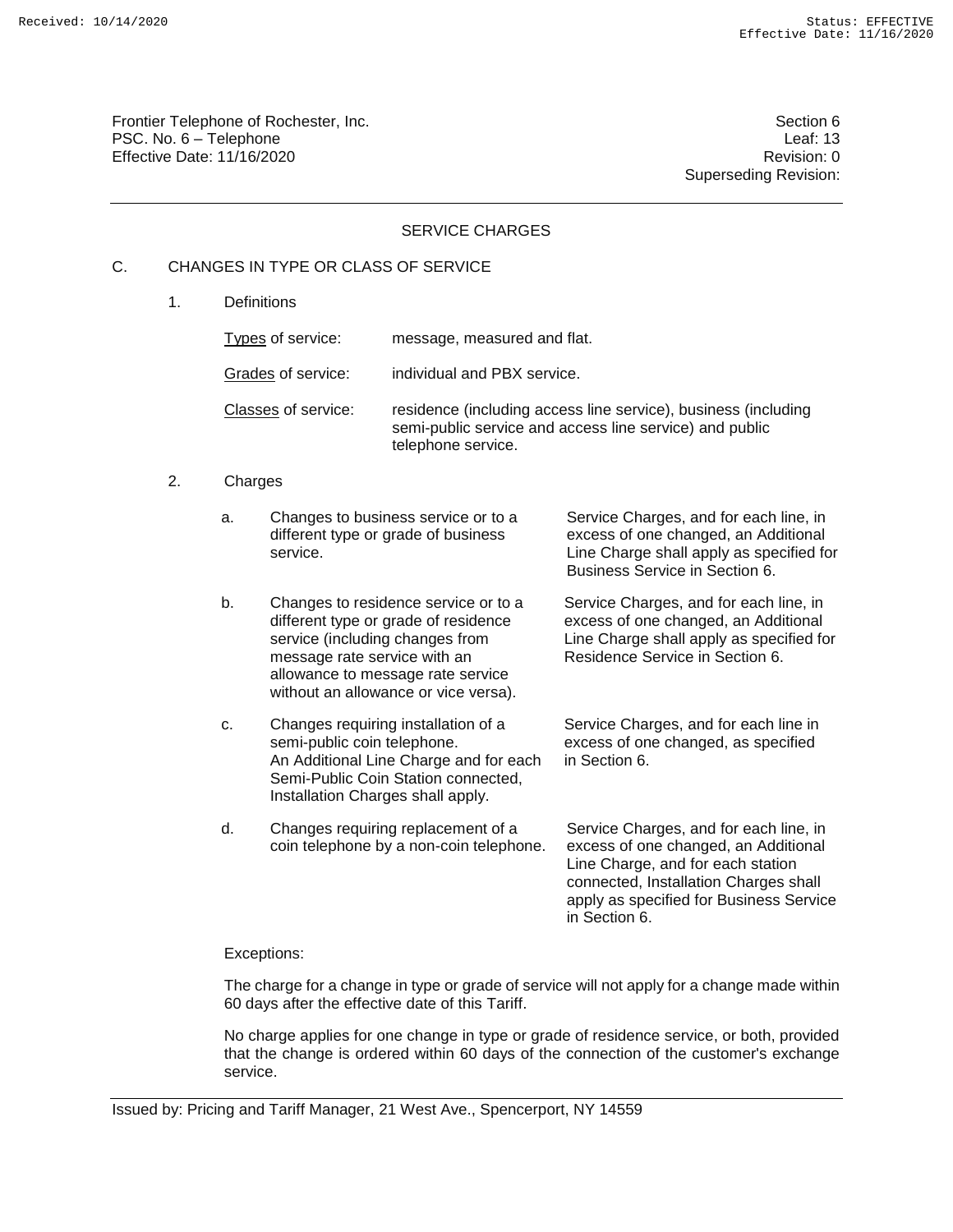## SERVICE CHARGES

### C. CHANGES IN TYPE OR CLASS OF SERVICE

1. Definitions

| | |
|---|---|
| Types of service: | message, measured and flat. |
| Grades of service: | individual and PBX service. |
| Classes of service: | residence (including access line service), business (including semi-public service and access line service) and public telephone service. |

2. Charges

| | | |
|---|---|---|
| a. | Changes to business service or to a different type or grade of business service. | Service Charges, and for each line, in excess of one changed, an Additional Line Charge shall apply as specified for Business Service in Section 6. |
| b. | Changes to residence service or to a different type or grade of residence service (including changes from message rate service with an allowance to message rate service without an allowance or vice versa). | Service Charges, and for each line, in excess of one changed, an Additional Line Charge shall apply as specified for Residence Service in Section 6. |
| c. | Changes requiring installation of a semi-public coin telephone. An Additional Line Charge and for each Semi-Public Coin Station connected, Installation Charges shall apply. | Service Charges, and for each line in excess of one changed, as specified in Section 6. |
| d. | Changes requiring replacement of a coin telephone by a non-coin telephone. | Service Charges, and for each line, in excess of one changed, an Additional Line Charge, and for each station connected, Installation Charges shall apply as specified for Business Service in Section 6. |

Exceptions:

The charge for a change in type or grade of service will not apply for a change made within 60 days after the effective date of this Tariff.

No charge applies for one change in type or grade of residence service, or both, provided that the change is ordered within 60 days of the connection of the customer's exchange service.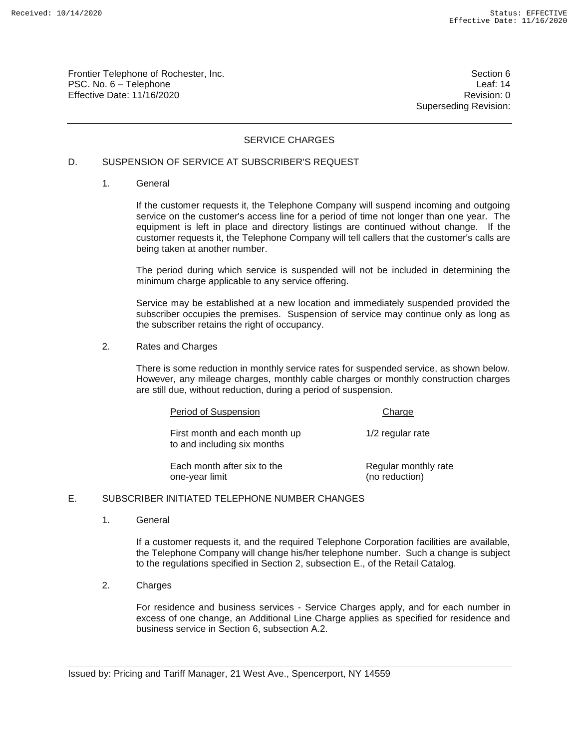## SERVICE CHARGES

### D. SUSPENSION OF SERVICE AT SUBSCRIBER'S REQUEST

1. General

   If the customer requests it, the Telephone Company will suspend incoming and outgoing service on the customer's access line for a period of time not longer than one year. The equipment is left in place and directory listings are continued without change. If the customer requests it, the Telephone Company will tell callers that the customer's calls are being taken at another number.

   The period during which service is suspended will not be included in determining the minimum charge applicable to any service offering.

   Service may be established at a new location and immediately suspended provided the subscriber occupies the premises. Suspension of service may continue only as long as the subscriber retains the right of occupancy.

2. Rates and Charges

   There is some reduction in monthly service rates for suspended service, as shown below. However, any mileage charges, monthly cable charges or monthly construction charges are still due, without reduction, during a period of suspension.

| Period of Suspension | Charge |
|---|---|
| First month and each month up to and including six months | 1/2 regular rate |
| Each month after six to the one-year limit | Regular monthly rate (no reduction) |

### E. SUBSCRIBER INITIATED TELEPHONE NUMBER CHANGES

1. General

   If a customer requests it, and the required Telephone Corporation facilities are available, the Telephone Company will change his/her telephone number. Such a change is subject to the regulations specified in Section 2, subsection E., of the Retail Catalog.

2. Charges

   For residence and business services - Service Charges apply, and for each number in excess of one change, an Additional Line Charge applies as specified for residence and business service in Section 6, subsection A.2.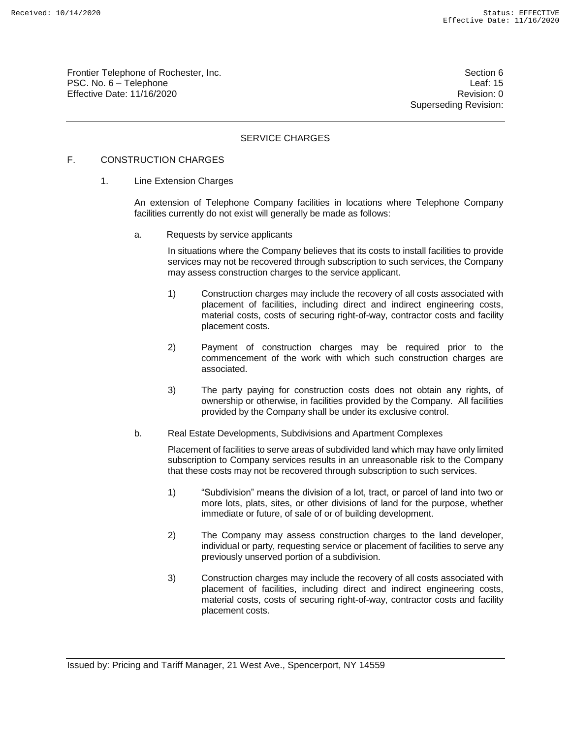Frontier Telephone of Rochester, Inc.
PSC. No. 6 – Telephone
Effective Date: 11/16/2020

Section 6
Leaf: 15
Revision: 0
Superseding Revision:

## SERVICE CHARGES

### F. CONSTRUCTION CHARGES

1. Line Extension Charges

   An extension of Telephone Company facilities in locations where Telephone Company facilities currently do not exist will generally be made as follows:

   a. Requests by service applicants

      In situations where the Company believes that its costs to install facilities to provide services may not be recovered through subscription to such services, the Company may assess construction charges to the service applicant.

      1) Construction charges may include the recovery of all costs associated with placement of facilities, including direct and indirect engineering costs, material costs, costs of securing right-of-way, contractor costs and facility placement costs.

      2) Payment of construction charges may be required prior to the commencement of the work with which such construction charges are associated.

      3) The party paying for construction costs does not obtain any rights, of ownership or otherwise, in facilities provided by the Company. All facilities provided by the Company shall be under its exclusive control.

   b. Real Estate Developments, Subdivisions and Apartment Complexes

      Placement of facilities to serve areas of subdivided land which may have only limited subscription to Company services results in an unreasonable risk to the Company that these costs may not be recovered through subscription to such services.

      1) "Subdivision" means the division of a lot, tract, or parcel of land into two or more lots, plats, sites, or other divisions of land for the purpose, whether immediate or future, of sale of or of building development.

      2) The Company may assess construction charges to the land developer, individual or party, requesting service or placement of facilities to serve any previously unserved portion of a subdivision.

      3) Construction charges may include the recovery of all costs associated with placement of facilities, including direct and indirect engineering costs, material costs, costs of securing right-of-way, contractor costs and facility placement costs.

Issued by: Pricing and Tariff Manager, 21 West Ave., Spencerport, NY 14559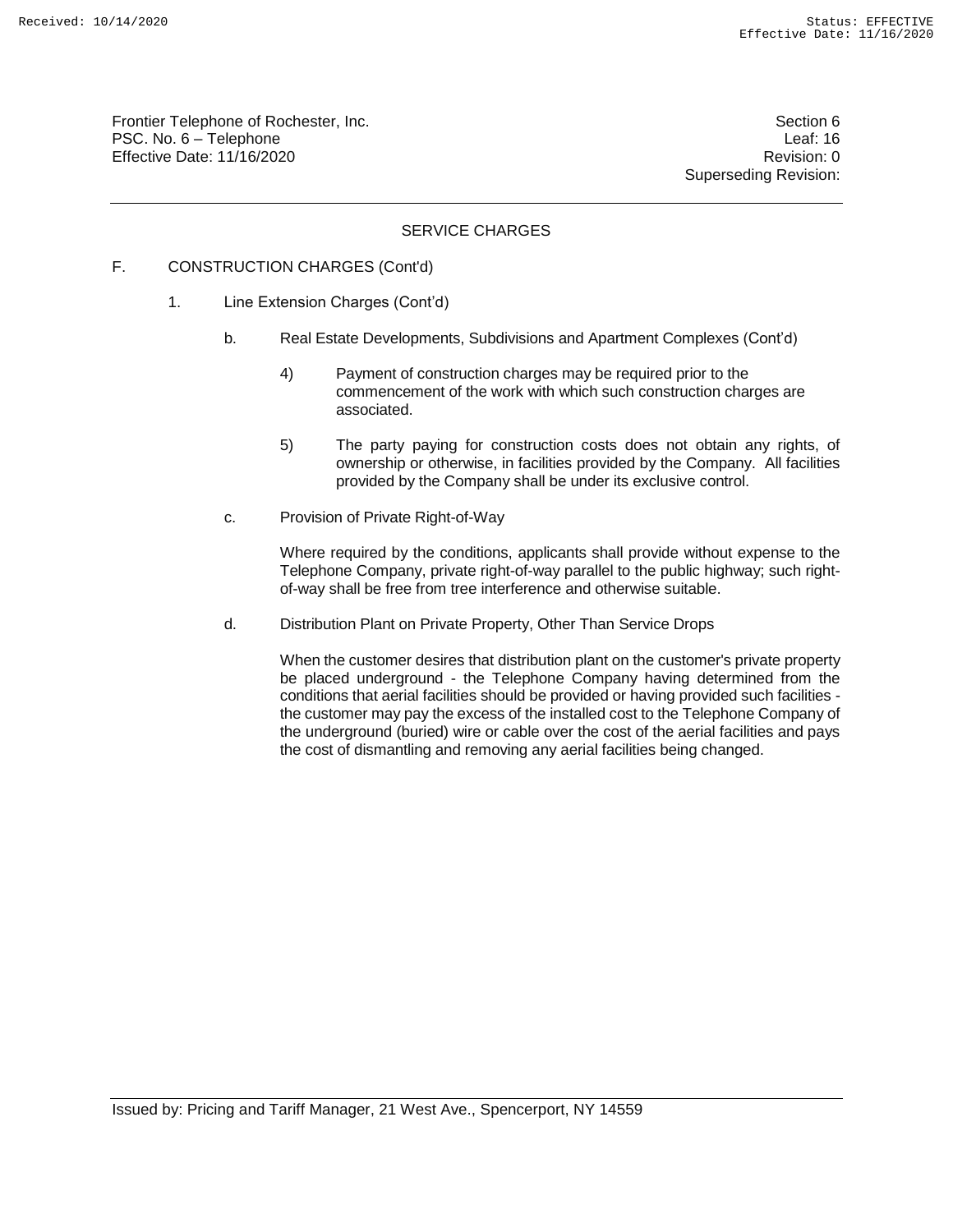## SERVICE CHARGES

F. CONSTRUCTION CHARGES (Cont'd)

1. Line Extension Charges (Cont'd)

   b. Real Estate Developments, Subdivisions and Apartment Complexes (Cont'd)

      4) Payment of construction charges may be required prior to the commencement of the work with which such construction charges are associated.

      5) The party paying for construction costs does not obtain any rights, of ownership or otherwise, in facilities provided by the Company. All facilities provided by the Company shall be under its exclusive control.

   c. Provision of Private Right-of-Way

      Where required by the conditions, applicants shall provide without expense to the Telephone Company, private right-of-way parallel to the public highway; such right-of-way shall be free from tree interference and otherwise suitable.

   d. Distribution Plant on Private Property, Other Than Service Drops

      When the customer desires that distribution plant on the customer's private property be placed underground - the Telephone Company having determined from the conditions that aerial facilities should be provided or having provided such facilities - the customer may pay the excess of the installed cost to the Telephone Company of the underground (buried) wire or cable over the cost of the aerial facilities and pays the cost of dismantling and removing any aerial facilities being changed.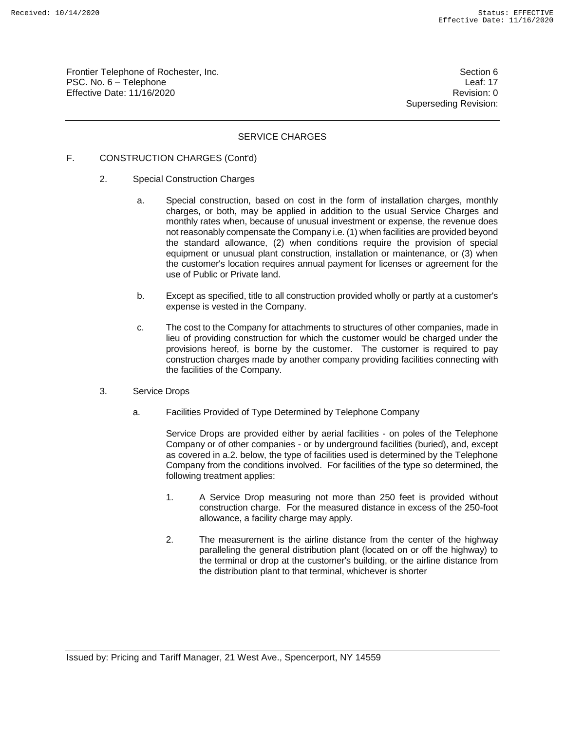## SERVICE CHARGES

### F. CONSTRUCTION CHARGES (Cont'd)

2. Special Construction Charges

   a. Special construction, based on cost in the form of installation charges, monthly charges, or both, may be applied in addition to the usual Service Charges and monthly rates when, because of unusual investment or expense, the revenue does not reasonably compensate the Company i.e. (1) when facilities are provided beyond the standard allowance, (2) when conditions require the provision of special equipment or unusual plant construction, installation or maintenance, or (3) when the customer's location requires annual payment for licenses or agreement for the use of Public or Private land.

   b. Except as specified, title to all construction provided wholly or partly at a customer's expense is vested in the Company.

   c. The cost to the Company for attachments to structures of other companies, made in lieu of providing construction for which the customer would be charged under the provisions hereof, is borne by the customer. The customer is required to pay construction charges made by another company providing facilities connecting with the facilities of the Company.

3. Service Drops

   a. Facilities Provided of Type Determined by Telephone Company

      Service Drops are provided either by aerial facilities - on poles of the Telephone Company or of other companies - or by underground facilities (buried), and, except as covered in a.2. below, the type of facilities used is determined by the Telephone Company from the conditions involved. For facilities of the type so determined, the following treatment applies:

      1. A Service Drop measuring not more than 250 feet is provided without construction charge. For the measured distance in excess of the 250-foot allowance, a facility charge may apply.

      2. The measurement is the airline distance from the center of the highway paralleling the general distribution plant (located on or off the highway) to the terminal or drop at the customer's building, or the airline distance from the distribution plant to that terminal, whichever is shorter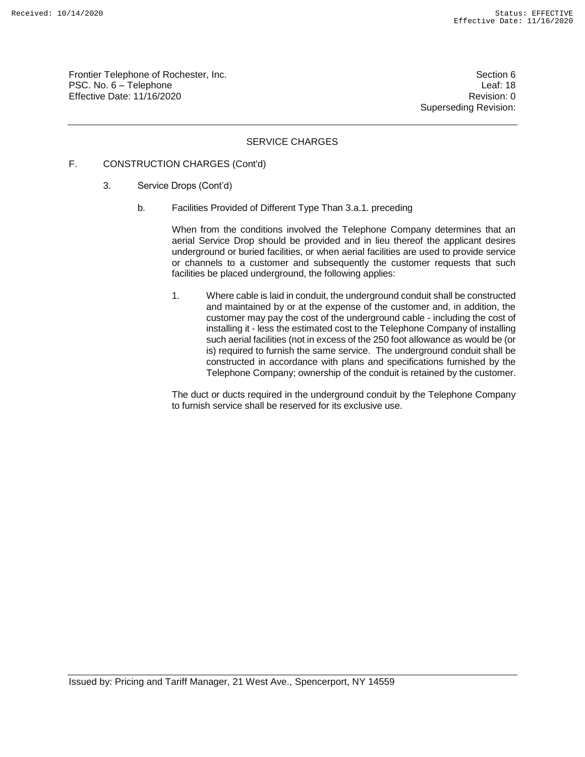## SERVICE CHARGES

F. CONSTRUCTION CHARGES (Cont'd)

3. Service Drops (Cont'd)

b. Facilities Provided of Different Type Than 3.a.1. preceding

When from the conditions involved the Telephone Company determines that an aerial Service Drop should be provided and in lieu thereof the applicant desires underground or buried facilities, or when aerial facilities are used to provide service or channels to a customer and subsequently the customer requests that such facilities be placed underground, the following applies:

1. Where cable is laid in conduit, the underground conduit shall be constructed and maintained by or at the expense of the customer and, in addition, the customer may pay the cost of the underground cable - including the cost of installing it - less the estimated cost to the Telephone Company of installing such aerial facilities (not in excess of the 250 foot allowance as would be (or is) required to furnish the same service. The underground conduit shall be constructed in accordance with plans and specifications furnished by the Telephone Company; ownership of the conduit is retained by the customer.

The duct or ducts required in the underground conduit by the Telephone Company to furnish service shall be reserved for its exclusive use.